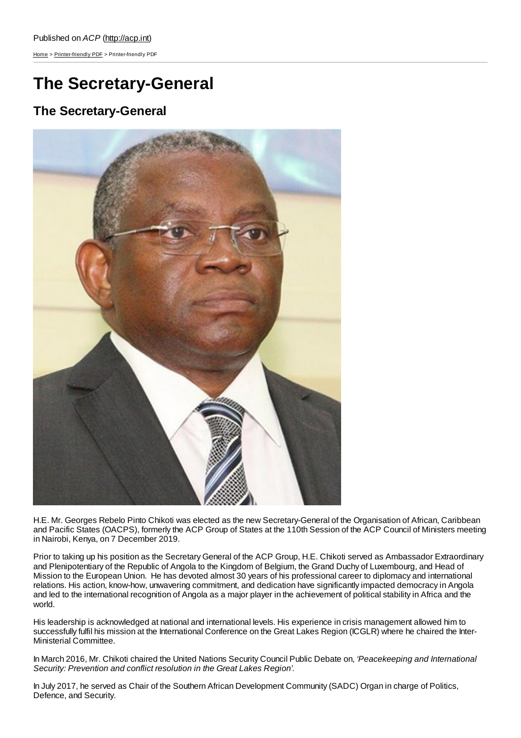Published on *ACP* (http://acp.int)

Home > Printer-friendly PDF > Printer-friendly PDF

# The Secretary-General

## The Secretary-General

H.E. Mr. Georges Rebelo Pinto Chikoti was elected as the new Secretary-General of the Organisation of African, Caribbean and Pacific States (OACPS), formerly the ACP Group of States at the 110th Session of the ACP Council of Ministers meeting in Nairobi, Kenya, on 7 December 2019.

Prior to taking up his position as the Secretary General of the ACP Group, H.E. Chikoti served as Ambassador Extraordinary and Plenipotentiary of the Republic of Angola to the Kingdom of Belgium, the Grand Duchy of Luxembourg, and Head of Mission to the European Union. He has devoted almost 30 years of his professional career to diplomacy and international relations. His action, know-how, unwavering commitment, and dedication have significantly impacted democracy in Angola and led to the international recognition of Angola as a major player in the achievement of political stability in Africa and the world.

His leadership is acknowledged at national and international levels. His experience in crisis management allowed him to successfully fulfil his mission at the International Conference on the Great Lakes Region (ICGLR) where he chaired the Inter-Ministerial Committee.

In March 2016, Mr. Chikoti chaired the United Nations Security Council Public Debate on, *'Peacekeeping and International Security: Prevention and conflict resolution in the Great Lakes Region'*.

In July 2017, he served as Chair of the Southern African Development Community (SADC) Organ in charge of Politics, Defence, and Security.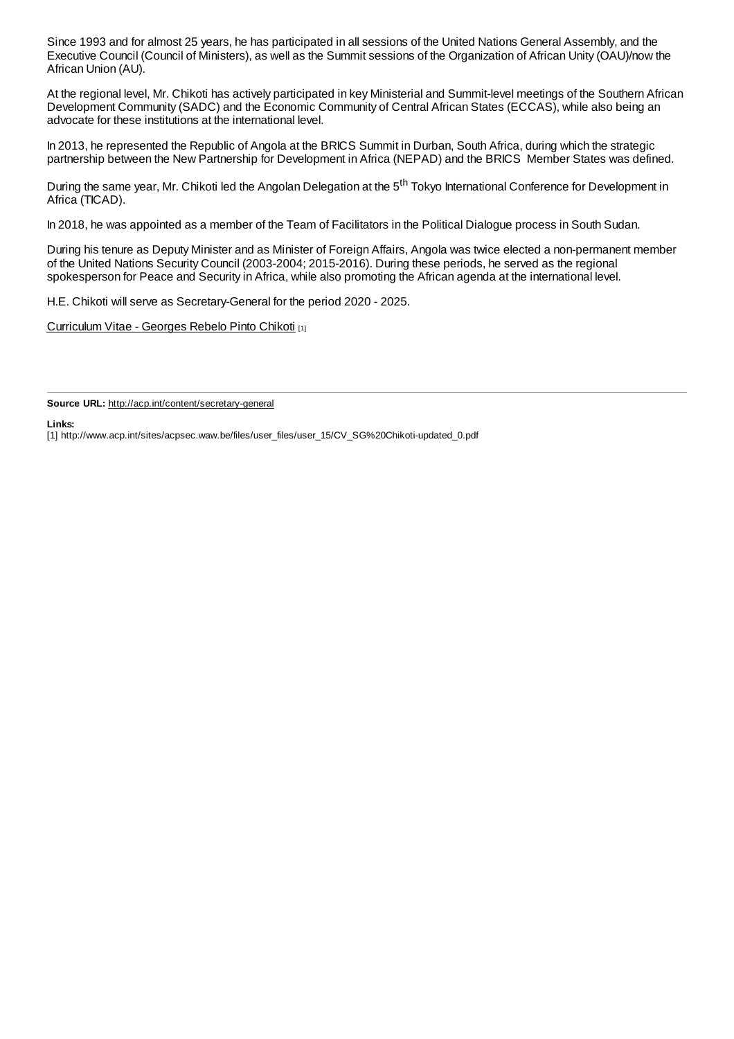Since 1993 and for almost 25 years, he has participated in all sessions of the United Nations General Assembly, and the Executive Council (Council of Ministers), as well as the Summit sessions of the Organization of African Unity (OAU)/now the African Union (AU).

At the regional level, Mr. Chikoti has actively participated in key Ministerial and Summit-level meetings of the Southern African Development Community (SADC) and the Economic Community of Central African States (ECCAS), while also being an advocate for these institutions at the international level.

In 2013, he represented the Republic of Angola at the BRICS Summit in Durban, South Africa, during which the strategic partnership between the New Partnership for Development in Africa (NEPAD) and the BRICS Member States was defined.

During the same year, Mr. Chikoti led the Angolan Delegation at the 5th Tokyo International Conference for Development in Africa (TICAD).

In 2018, he was appointed as a member of the Team of Facilitators in the Political Dialogue process in South Sudan.

During his tenure as Deputy Minister and as Minister of Foreign Affairs, Angola was twice elected a non-permanent member of the United Nations Security Council (2003-2004; 2015-2016). During these periods, he served as the regional spokesperson for Peace and Security in Africa, while also promoting the African agenda at the international level.

H.E. Chikoti will serve as Secretary-General for the period 2020 - 2025.

Curriculum Vitae - Georges Rebelo Pinto Chikoti [1]

---

**Source URL:** http://acp.int/content/secretary-general

**Links:**
[1] http://www.acp.int/sites/acpsec.waw.be/files/user_files/user_15/CV_SG%20Chikoti-updated_0.pdf